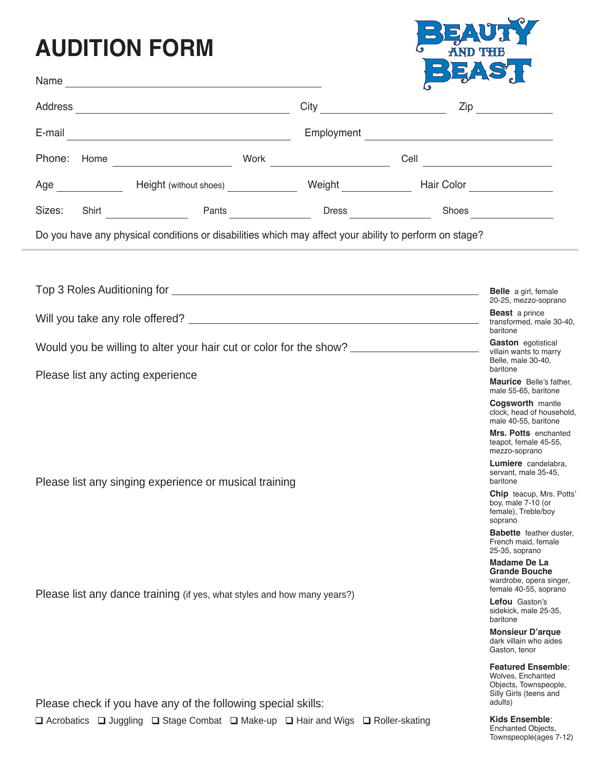# AUDITION FORM

BEAUTY AND THE BEAST

Name ______________________________

Address ______________________________ City ____________________ Zip ____________

E-mail ______________________________ Employment ______________________________

Phone: Home ____________________ Work ____________________ Cell ____________________

Age ____________ Height (without shoes) ____________ Weight ____________ Hair Color ____________

Sizes: Shirt ____________ Pants ____________ Dress ____________ Shoes ____________

Do you have any physical conditions or disabilities which may affect your ability to perform on stage?

---

Top 3 Roles Auditioning for ______________________________

Will you take any role offered? ______________________________

Would you be willing to alter your hair cut or color for the show? ______________________________

Please list any acting experience

Please list any singing experience or musical training

Please list any dance training (if yes, what styles and how many years?)

Please check if you have any of the following special skills:

❑ Acrobatics ❑ Juggling ❑ Stage Combat ❑ Make-up ❑ Hair and Wigs ❑ Roller-skating

**Belle** a girl, female 20-25, mezzo-soprano

**Beast** a prince transformed, male 30-40, baritone

**Gaston** egotistical villain wants to marry Belle, male 30-40, baritone

**Maurice** Belle's father, male 55-65, baritone

**Cogsworth** mantle clock, head of household, male 40-55, baritone

**Mrs. Potts** enchanted teapot, female 45-55, mezzo-soprano

**Lumiere** candelabra, servant, male 35-45, baritone

**Chip** teacup, Mrs. Potts' boy, male 7-10 (or female), Treble/boy soprano

**Babette** feather duster, French maid, female 25-35, soprano

**Madame De La Grande Bouche** wardrobe, opera singer, female 40-55, soprano

**Lefou** Gaston's sidekick, male 25-35, baritone

**Monsieur D'arque** dark villain who aides Gaston, tenor

**Featured Ensemble**: Wolves, Enchanted Objects, Townspeople, Silly Girls (teens and adults)

**Kids Ensemble**: Enchanted Objects, Townspeople(ages 7-12)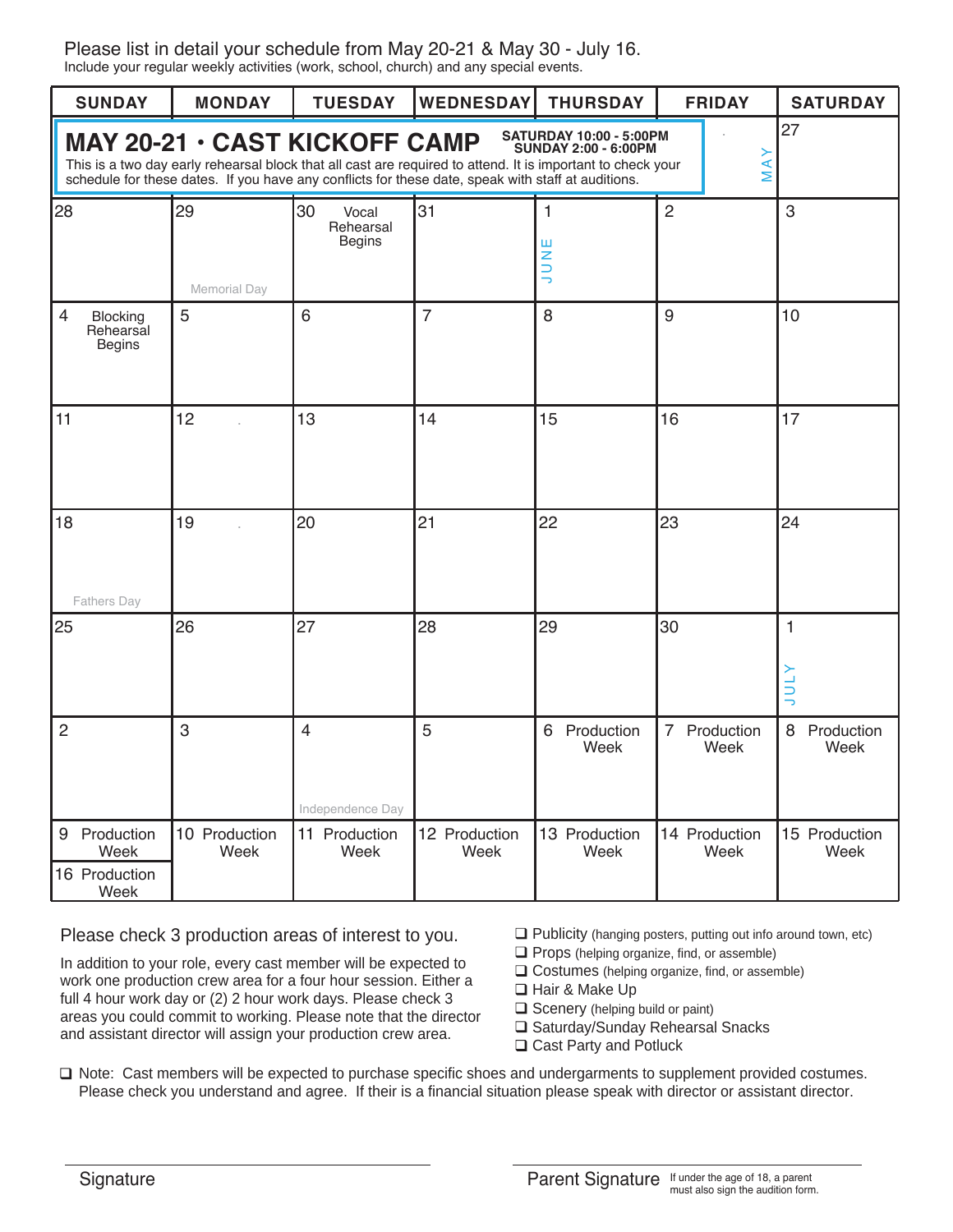Please list in detail your schedule from May 20-21 & May 30 - July 16.
Include your regular weekly activities (work, school, church) and any special events.

| SUNDAY | MONDAY | TUESDAY | WEDNESDAY | THURSDAY | FRIDAY | SATURDAY |
|---|---|---|---|---|---|---|
| **MAY 20-21 • CAST KICKOFF CAMP** SATURDAY 10:00 - 5:00PM SUNDAY 2:00 - 6:00PM This is a two day early rehearsal block that all cast are required to attend. It is important to check your schedule for these dates. If you have any conflicts for these date, speak with staff at auditions. | | | | | MAY | 27 |
| 28 | 29 Memorial Day | 30 Vocal Rehearsal Begins | 31 | 1 JUNE | 2 | 3 |
| 4 Blocking Rehearsal Begins | 5 | 6 | 7 | 8 | 9 | 10 |
| 11 | 12 | 13 | 14 | 15 | 16 | 17 |
| 18 Fathers Day | 19 | 20 | 21 | 22 | 23 | 24 |
| 25 | 26 | 27 | 28 | 29 | 30 | 1 JULY |
| 2 | 3 | 4 Independence Day | 5 | 6 Production Week | 7 Production Week | 8 Production Week |
| 9 Production Week / 16 Production Week | 10 Production Week | 11 Production Week | 12 Production Week | 13 Production Week | 14 Production Week | 15 Production Week |

Please check 3 production areas of interest to you.

In addition to your role, every cast member will be expected to work one production crew area for a four hour session. Either a full 4 hour work day or (2) 2 hour work days. Please check 3 areas you could commit to working. Please note that the director and assistant director will assign your production crew area.

- ❑ Publicity (hanging posters, putting out info around town, etc)
- ❑ Props (helping organize, find, or assemble)
- ❑ Costumes (helping organize, find, or assemble)
- ❑ Hair & Make Up
- ❑ Scenery (helping build or paint)
- ❑ Saturday/Sunday Rehearsal Snacks
- ❑ Cast Party and Potluck

❑ Note: Cast members will be expected to purchase specific shoes and undergarments to supplement provided costumes. Please check you understand and agree. If their is a financial situation please speak with director or assistant director.

Signature

Parent Signature — If under the age of 18, a parent must also sign the audition form.